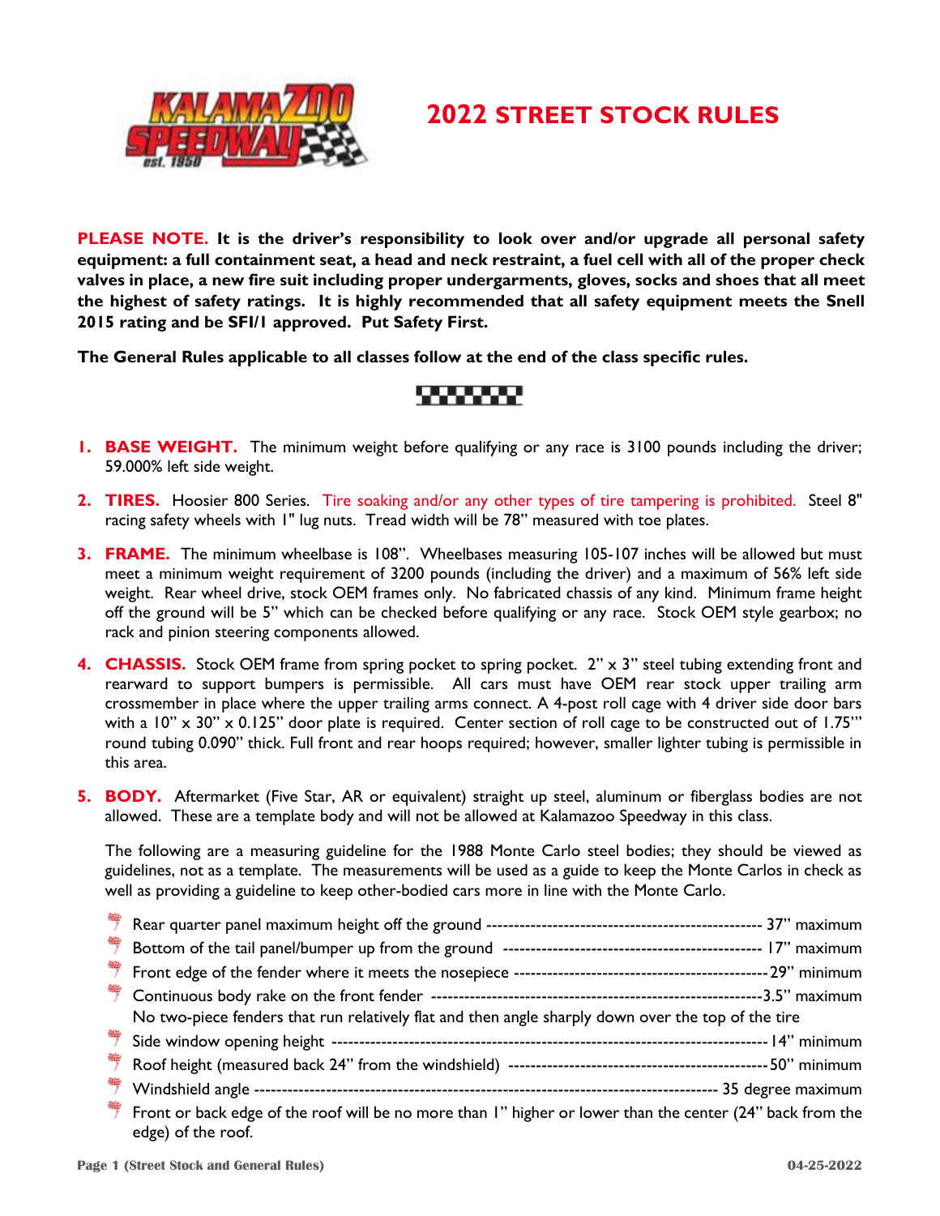# 2022 STREET STOCK RULES

**PLEASE NOTE. It is the driver's responsibility to look over and/or upgrade all personal safety equipment: a full containment seat, a head and neck restraint, a fuel cell with all of the proper check valves in place, a new fire suit including proper undergarments, gloves, socks and shoes that all meet the highest of safety ratings. It is highly recommended that all safety equipment meets the Snell 2015 rating and be SFI/1 approved. Put Safety First.**

**The General Rules applicable to all classes follow at the end of the class specific rules.**

1. **BASE WEIGHT.** The minimum weight before qualifying or any race is 3100 pounds including the driver; 59.000% left side weight.

2. **TIRES.** Hoosier 800 Series. Tire soaking and/or any other types of tire tampering is prohibited. Steel 8" racing safety wheels with 1" lug nuts. Tread width will be 78" measured with toe plates.

3. **FRAME.** The minimum wheelbase is 108". Wheelbases measuring 105-107 inches will be allowed but must meet a minimum weight requirement of 3200 pounds (including the driver) and a maximum of 56% left side weight. Rear wheel drive, stock OEM frames only. No fabricated chassis of any kind. Minimum frame height off the ground will be 5" which can be checked before qualifying or any race. Stock OEM style gearbox; no rack and pinion steering components allowed.

4. **CHASSIS.** Stock OEM frame from spring pocket to spring pocket. 2" x 3" steel tubing extending front and rearward to support bumpers is permissible. All cars must have OEM rear stock upper trailing arm crossmember in place where the upper trailing arms connect. A 4-post roll cage with 4 driver side door bars with a 10" x 30" x 0.125" door plate is required. Center section of roll cage to be constructed out of 1.75'" round tubing 0.090" thick. Full front and rear hoops required; however, smaller lighter tubing is permissible in this area.

5. **BODY.** Aftermarket (Five Star, AR or equivalent) straight up steel, aluminum or fiberglass bodies are not allowed. These are a template body and will not be allowed at Kalamazoo Speedway in this class.

   The following are a measuring guideline for the 1988 Monte Carlo steel bodies; they should be viewed as guidelines, not as a template. The measurements will be used as a guide to keep the Monte Carlos in check as well as providing a guideline to keep other-bodied cars more in line with the Monte Carlo.

   - Rear quarter panel maximum height off the ground ------------------------------------------------- 37" maximum
   - Bottom of the tail panel/bumper up from the ground ---------------------------------------------- 17" maximum
   - Front edge of the fender where it meets the nosepiece ---------------------------------------------29" minimum
   - Continuous body rake on the front fender -----------------------------------------------------------3.5" maximum
     No two-piece fenders that run relatively flat and then angle sharply down over the top of the tire
   - Side window opening height --------------------------------------------------------------------------14" minimum
   - Roof height (measured back 24" from the windshield) ---------------------------------------------50" minimum
   - Windshield angle -------------------------------------------------------------------------------- 35 degree maximum
   - Front or back edge of the roof will be no more than 1" higher or lower than the center (24" back from the edge) of the roof.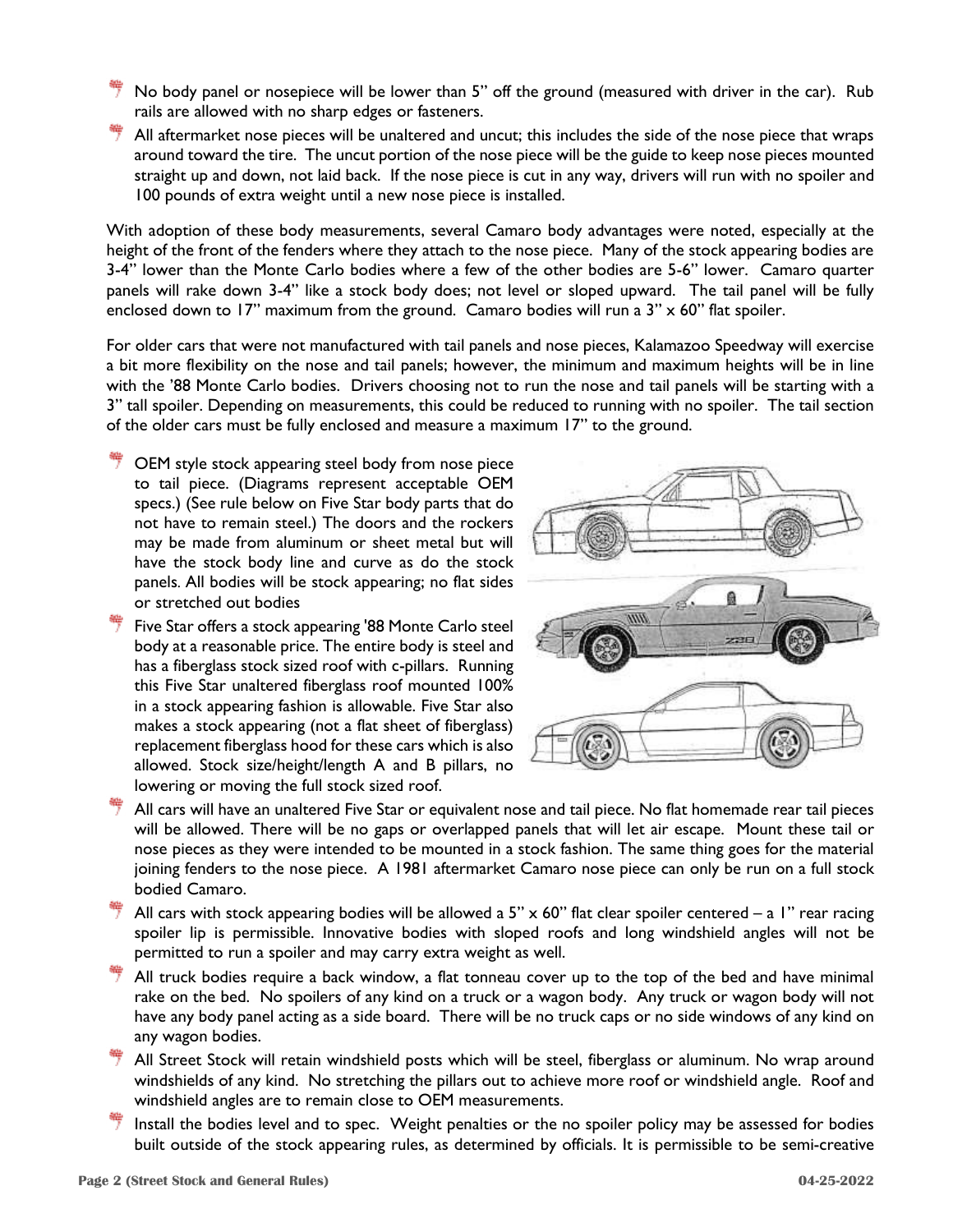- No body panel or nosepiece will be lower than 5" off the ground (measured with driver in the car). Rub rails are allowed with no sharp edges or fasteners.
- All aftermarket nose pieces will be unaltered and uncut; this includes the side of the nose piece that wraps around toward the tire. The uncut portion of the nose piece will be the guide to keep nose pieces mounted straight up and down, not laid back. If the nose piece is cut in any way, drivers will run with no spoiler and 100 pounds of extra weight until a new nose piece is installed.

With adoption of these body measurements, several Camaro body advantages were noted, especially at the height of the front of the fenders where they attach to the nose piece. Many of the stock appearing bodies are 3-4" lower than the Monte Carlo bodies where a few of the other bodies are 5-6" lower. Camaro quarter panels will rake down 3-4" like a stock body does; not level or sloped upward. The tail panel will be fully enclosed down to 17" maximum from the ground. Camaro bodies will run a 3" x 60" flat spoiler.

For older cars that were not manufactured with tail panels and nose pieces, Kalamazoo Speedway will exercise a bit more flexibility on the nose and tail panels; however, the minimum and maximum heights will be in line with the '88 Monte Carlo bodies. Drivers choosing not to run the nose and tail panels will be starting with a 3" tall spoiler. Depending on measurements, this could be reduced to running with no spoiler. The tail section of the older cars must be fully enclosed and measure a maximum 17" to the ground.

- OEM style stock appearing steel body from nose piece to tail piece. (Diagrams represent acceptable OEM specs.) (See rule below on Five Star body parts that do not have to remain steel.) The doors and the rockers may be made from aluminum or sheet metal but will have the stock body line and curve as do the stock panels. All bodies will be stock appearing; no flat sides or stretched out bodies
- Five Star offers a stock appearing '88 Monte Carlo steel body at a reasonable price. The entire body is steel and has a fiberglass stock sized roof with c-pillars. Running this Five Star unaltered fiberglass roof mounted 100% in a stock appearing fashion is allowable. Five Star also makes a stock appearing (not a flat sheet of fiberglass) replacement fiberglass hood for these cars which is also allowed. Stock size/height/length A and B pillars, no lowering or moving the full stock sized roof.
- All cars will have an unaltered Five Star or equivalent nose and tail piece. No flat homemade rear tail pieces will be allowed. There will be no gaps or overlapped panels that will let air escape. Mount these tail or nose pieces as they were intended to be mounted in a stock fashion. The same thing goes for the material joining fenders to the nose piece. A 1981 aftermarket Camaro nose piece can only be run on a full stock bodied Camaro.
- All cars with stock appearing bodies will be allowed a 5" x 60" flat clear spoiler centered – a 1" rear racing spoiler lip is permissible. Innovative bodies with sloped roofs and long windshield angles will not be permitted to run a spoiler and may carry extra weight as well.
- All truck bodies require a back window, a flat tonneau cover up to the top of the bed and have minimal rake on the bed. No spoilers of any kind on a truck or a wagon body. Any truck or wagon body will not have any body panel acting as a side board. There will be no truck caps or no side windows of any kind on any wagon bodies.
- All Street Stock will retain windshield posts which will be steel, fiberglass or aluminum. No wrap around windshields of any kind. No stretching the pillars out to achieve more roof or windshield angle. Roof and windshield angles are to remain close to OEM measurements.
- Install the bodies level and to spec. Weight penalties or the no spoiler policy may be assessed for bodies built outside of the stock appearing rules, as determined by officials. It is permissible to be semi-creative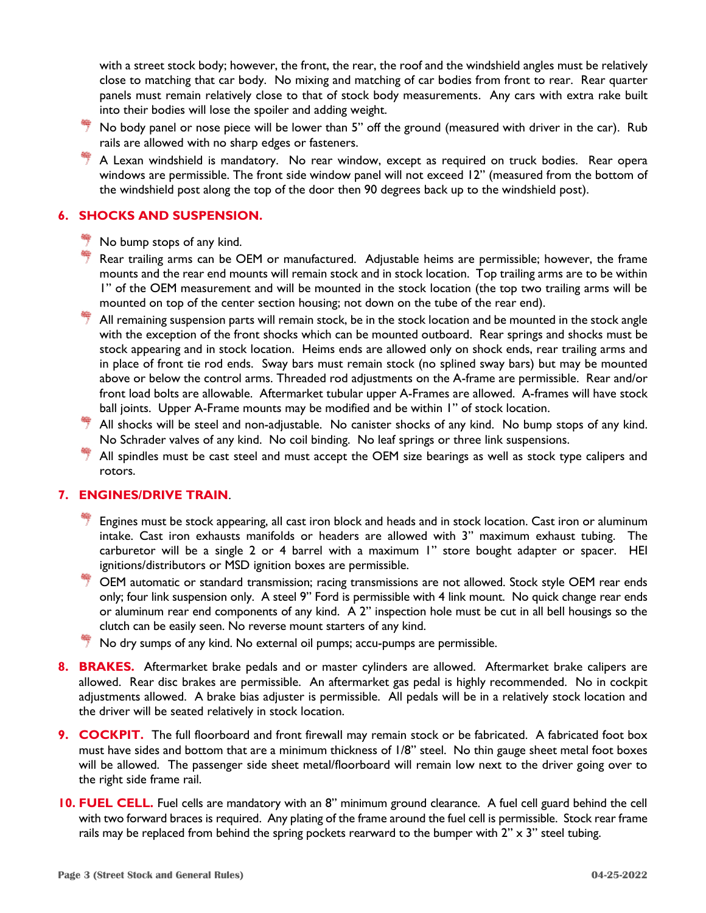with a street stock body; however, the front, the rear, the roof and the windshield angles must be relatively close to matching that car body. No mixing and matching of car bodies from front to rear. Rear quarter panels must remain relatively close to that of stock body measurements. Any cars with extra rake built into their bodies will lose the spoiler and adding weight.

- No body panel or nose piece will be lower than 5" off the ground (measured with driver in the car). Rub rails are allowed with no sharp edges or fasteners.
- A Lexan windshield is mandatory. No rear window, except as required on truck bodies. Rear opera windows are permissible. The front side window panel will not exceed 12" (measured from the bottom of the windshield post along the top of the door then 90 degrees back up to the windshield post).

## 6. SHOCKS AND SUSPENSION.

- No bump stops of any kind.
- Rear trailing arms can be OEM or manufactured. Adjustable heims are permissible; however, the frame mounts and the rear end mounts will remain stock and in stock location. Top trailing arms are to be within 1" of the OEM measurement and will be mounted in the stock location (the top two trailing arms will be mounted on top of the center section housing; not down on the tube of the rear end).
- All remaining suspension parts will remain stock, be in the stock location and be mounted in the stock angle with the exception of the front shocks which can be mounted outboard. Rear springs and shocks must be stock appearing and in stock location. Heims ends are allowed only on shock ends, rear trailing arms and in place of front tie rod ends. Sway bars must remain stock (no splined sway bars) but may be mounted above or below the control arms. Threaded rod adjustments on the A-frame are permissible. Rear and/or front load bolts are allowable. Aftermarket tubular upper A-Frames are allowed. A-frames will have stock ball joints. Upper A-Frame mounts may be modified and be within 1" of stock location.
- All shocks will be steel and non-adjustable. No canister shocks of any kind. No bump stops of any kind. No Schrader valves of any kind. No coil binding. No leaf springs or three link suspensions.
- All spindles must be cast steel and must accept the OEM size bearings as well as stock type calipers and rotors.

## 7. ENGINES/DRIVE TRAIN.

- Engines must be stock appearing, all cast iron block and heads and in stock location. Cast iron or aluminum intake. Cast iron exhausts manifolds or headers are allowed with 3" maximum exhaust tubing. The carburetor will be a single 2 or 4 barrel with a maximum 1" store bought adapter or spacer. HEI ignitions/distributors or MSD ignition boxes are permissible.
- OEM automatic or standard transmission; racing transmissions are not allowed. Stock style OEM rear ends only; four link suspension only. A steel 9" Ford is permissible with 4 link mount. No quick change rear ends or aluminum rear end components of any kind. A 2" inspection hole must be cut in all bell housings so the clutch can be easily seen. No reverse mount starters of any kind.
- No dry sumps of any kind. No external oil pumps; accu-pumps are permissible.

**8. BRAKES.** Aftermarket brake pedals and or master cylinders are allowed. Aftermarket brake calipers are allowed. Rear disc brakes are permissible. An aftermarket gas pedal is highly recommended. No in cockpit adjustments allowed. A brake bias adjuster is permissible. All pedals will be in a relatively stock location and the driver will be seated relatively in stock location.

**9. COCKPIT.** The full floorboard and front firewall may remain stock or be fabricated. A fabricated foot box must have sides and bottom that are a minimum thickness of 1/8" steel. No thin gauge sheet metal foot boxes will be allowed. The passenger side sheet metal/floorboard will remain low next to the driver going over to the right side frame rail.

**10. FUEL CELL.** Fuel cells are mandatory with an 8" minimum ground clearance. A fuel cell guard behind the cell with two forward braces is required. Any plating of the frame around the fuel cell is permissible. Stock rear frame rails may be replaced from behind the spring pockets rearward to the bumper with 2" x 3" steel tubing.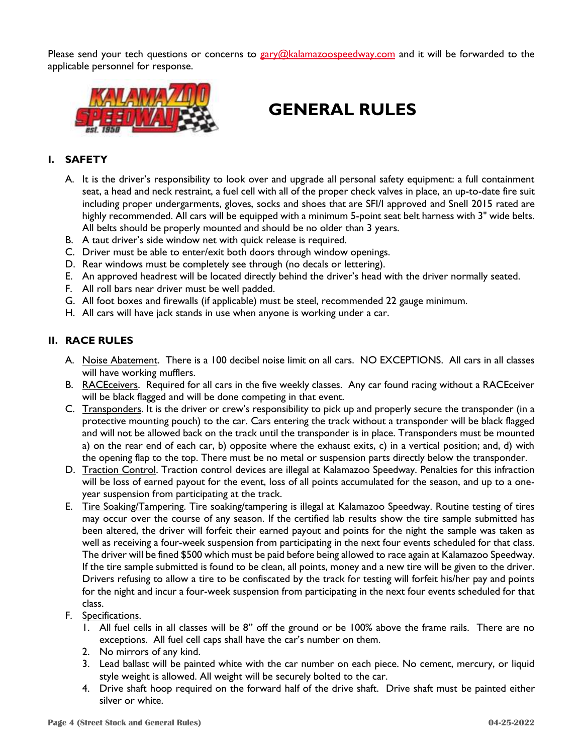Please send your tech questions or concerns to gary@kalamazoospeedway.com and it will be forwarded to the applicable personnel for response.

# GENERAL RULES

## I. SAFETY

A. It is the driver's responsibility to look over and upgrade all personal safety equipment: a full containment seat, a head and neck restraint, a fuel cell with all of the proper check valves in place, an up-to-date fire suit including proper undergarments, gloves, socks and shoes that are SFI/I approved and Snell 2015 rated are highly recommended. All cars will be equipped with a minimum 5-point seat belt harness with 3" wide belts. All belts should be properly mounted and should be no older than 3 years.
B. A taut driver's side window net with quick release is required.
C. Driver must be able to enter/exit both doors through window openings.
D. Rear windows must be completely see through (no decals or lettering).
E. An approved headrest will be located directly behind the driver's head with the driver normally seated.
F. All roll bars near driver must be well padded.
G. All foot boxes and firewalls (if applicable) must be steel, recommended 22 gauge minimum.
H. All cars will have jack stands in use when anyone is working under a car.

## II. RACE RULES

A. Noise Abatement. There is a 100 decibel noise limit on all cars. NO EXCEPTIONS. All cars in all classes will have working mufflers.
B. RACEceivers. Required for all cars in the five weekly classes. Any car found racing without a RACEceiver will be black flagged and will be done competing in that event.
C. Transponders. It is the driver or crew's responsibility to pick up and properly secure the transponder (in a protective mounting pouch) to the car. Cars entering the track without a transponder will be black flagged and will not be allowed back on the track until the transponder is in place. Transponders must be mounted a) on the rear end of each car, b) opposite where the exhaust exits, c) in a vertical position; and, d) with the opening flap to the top. There must be no metal or suspension parts directly below the transponder.
D. Traction Control. Traction control devices are illegal at Kalamazoo Speedway. Penalties for this infraction will be loss of earned payout for the event, loss of all points accumulated for the season, and up to a one-year suspension from participating at the track.
E. Tire Soaking/Tampering. Tire soaking/tampering is illegal at Kalamazoo Speedway. Routine testing of tires may occur over the course of any season. If the certified lab results show the tire sample submitted has been altered, the driver will forfeit their earned payout and points for the night the sample was taken as well as receiving a four-week suspension from participating in the next four events scheduled for that class. The driver will be fined $500 which must be paid before being allowed to race again at Kalamazoo Speedway. If the tire sample submitted is found to be clean, all points, money and a new tire will be given to the driver. Drivers refusing to allow a tire to be confiscated by the track for testing will forfeit his/her pay and points for the night and incur a four-week suspension from participating in the next four events scheduled for that class.
F. Specifications.
   1. All fuel cells in all classes will be 8" off the ground or be 100% above the frame rails. There are no exceptions. All fuel cell caps shall have the car's number on them.
   2. No mirrors of any kind.
   3. Lead ballast will be painted white with the car number on each piece. No cement, mercury, or liquid style weight is allowed. All weight will be securely bolted to the car.
   4. Drive shaft hoop required on the forward half of the drive shaft. Drive shaft must be painted either silver or white.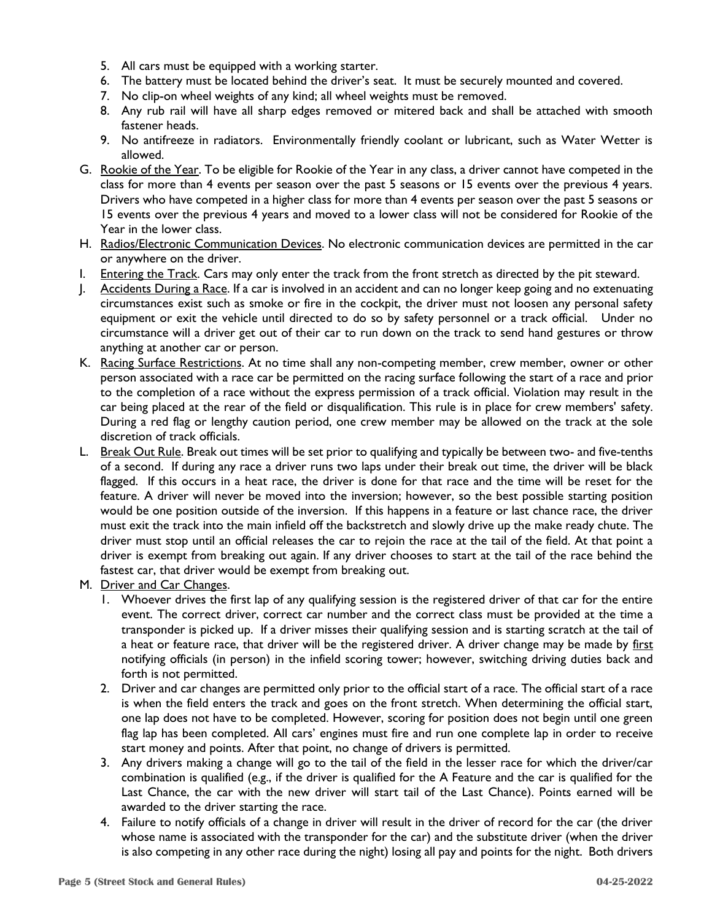5. All cars must be equipped with a working starter.
6. The battery must be located behind the driver's seat. It must be securely mounted and covered.
7. No clip-on wheel weights of any kind; all wheel weights must be removed.
8. Any rub rail will have all sharp edges removed or mitered back and shall be attached with smooth fastener heads.
9. No antifreeze in radiators. Environmentally friendly coolant or lubricant, such as Water Wetter is allowed.

G. Rookie of the Year. To be eligible for Rookie of the Year in any class, a driver cannot have competed in the class for more than 4 events per season over the past 5 seasons or 15 events over the previous 4 years. Drivers who have competed in a higher class for more than 4 events per season over the past 5 seasons or 15 events over the previous 4 years and moved to a lower class will not be considered for Rookie of the Year in the lower class.

H. Radios/Electronic Communication Devices. No electronic communication devices are permitted in the car or anywhere on the driver.

I. Entering the Track. Cars may only enter the track from the front stretch as directed by the pit steward.

J. Accidents During a Race. If a car is involved in an accident and can no longer keep going and no extenuating circumstances exist such as smoke or fire in the cockpit, the driver must not loosen any personal safety equipment or exit the vehicle until directed to do so by safety personnel or a track official. Under no circumstance will a driver get out of their car to run down on the track to send hand gestures or throw anything at another car or person.

K. Racing Surface Restrictions. At no time shall any non-competing member, crew member, owner or other person associated with a race car be permitted on the racing surface following the start of a race and prior to the completion of a race without the express permission of a track official. Violation may result in the car being placed at the rear of the field or disqualification. This rule is in place for crew members' safety. During a red flag or lengthy caution period, one crew member may be allowed on the track at the sole discretion of track officials.

L. Break Out Rule. Break out times will be set prior to qualifying and typically be between two- and five-tenths of a second. If during any race a driver runs two laps under their break out time, the driver will be black flagged. If this occurs in a heat race, the driver is done for that race and the time will be reset for the feature. A driver will never be moved into the inversion; however, so the best possible starting position would be one position outside of the inversion. If this happens in a feature or last chance race, the driver must exit the track into the main infield off the backstretch and slowly drive up the make ready chute. The driver must stop until an official releases the car to rejoin the race at the tail of the field. At that point a driver is exempt from breaking out again. If any driver chooses to start at the tail of the race behind the fastest car, that driver would be exempt from breaking out.

M. Driver and Car Changes.

1. Whoever drives the first lap of any qualifying session is the registered driver of that car for the entire event. The correct driver, correct car number and the correct class must be provided at the time a transponder is picked up. If a driver misses their qualifying session and is starting scratch at the tail of a heat or feature race, that driver will be the registered driver. A driver change may be made by first notifying officials (in person) in the infield scoring tower; however, switching driving duties back and forth is not permitted.
2. Driver and car changes are permitted only prior to the official start of a race. The official start of a race is when the field enters the track and goes on the front stretch. When determining the official start, one lap does not have to be completed. However, scoring for position does not begin until one green flag lap has been completed. All cars' engines must fire and run one complete lap in order to receive start money and points. After that point, no change of drivers is permitted.
3. Any drivers making a change will go to the tail of the field in the lesser race for which the driver/car combination is qualified (e.g., if the driver is qualified for the A Feature and the car is qualified for the Last Chance, the car with the new driver will start tail of the Last Chance). Points earned will be awarded to the driver starting the race.
4. Failure to notify officials of a change in driver will result in the driver of record for the car (the driver whose name is associated with the transponder for the car) and the substitute driver (when the driver is also competing in any other race during the night) losing all pay and points for the night. Both drivers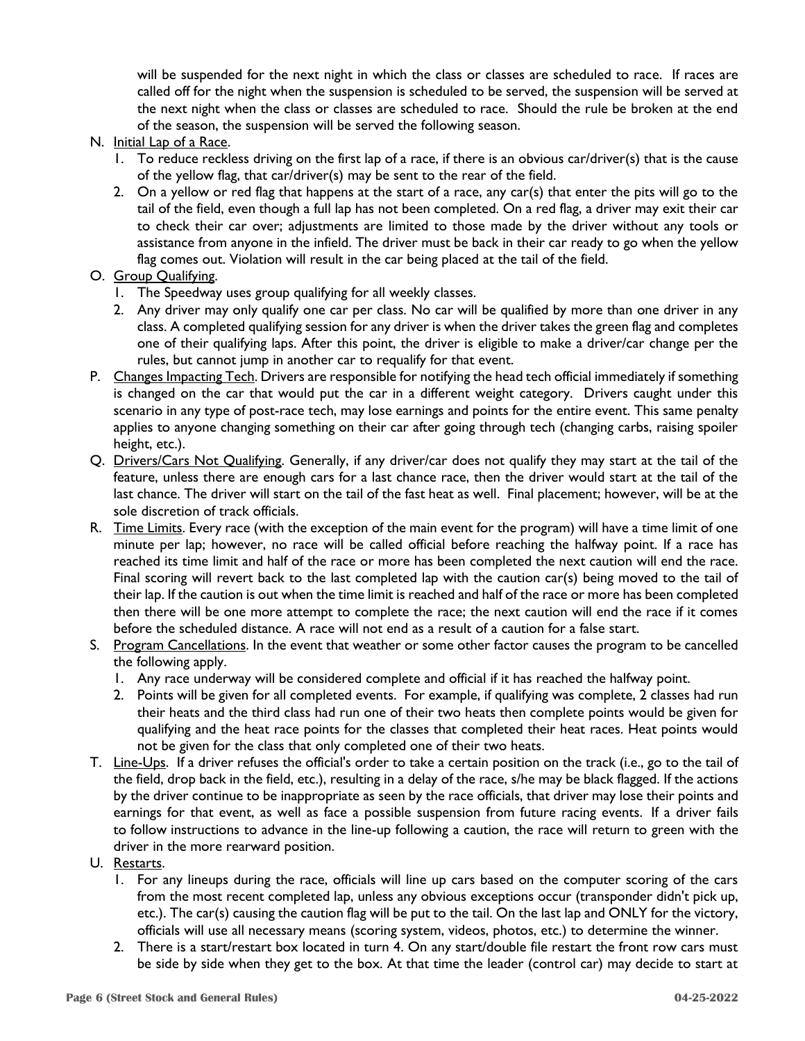will be suspended for the next night in which the class or classes are scheduled to race. If races are called off for the night when the suspension is scheduled to be served, the suspension will be served at the next night when the class or classes are scheduled to race. Should the rule be broken at the end of the season, the suspension will be served the following season.

N. Initial Lap of a Race.
   1. To reduce reckless driving on the first lap of a race, if there is an obvious car/driver(s) that is the cause of the yellow flag, that car/driver(s) may be sent to the rear of the field.
   2. On a yellow or red flag that happens at the start of a race, any car(s) that enter the pits will go to the tail of the field, even though a full lap has not been completed. On a red flag, a driver may exit their car to check their car over; adjustments are limited to those made by the driver without any tools or assistance from anyone in the infield. The driver must be back in their car ready to go when the yellow flag comes out. Violation will result in the car being placed at the tail of the field.

O. Group Qualifying.
   1. The Speedway uses group qualifying for all weekly classes.
   2. Any driver may only qualify one car per class. No car will be qualified by more than one driver in any class. A completed qualifying session for any driver is when the driver takes the green flag and completes one of their qualifying laps. After this point, the driver is eligible to make a driver/car change per the rules, but cannot jump in another car to requalify for that event.

P. Changes Impacting Tech. Drivers are responsible for notifying the head tech official immediately if something is changed on the car that would put the car in a different weight category. Drivers caught under this scenario in any type of post-race tech, may lose earnings and points for the entire event. This same penalty applies to anyone changing something on their car after going through tech (changing carbs, raising spoiler height, etc.).

Q. Drivers/Cars Not Qualifying. Generally, if any driver/car does not qualify they may start at the tail of the feature, unless there are enough cars for a last chance race, then the driver would start at the tail of the last chance. The driver will start on the tail of the fast heat as well. Final placement; however, will be at the sole discretion of track officials.

R. Time Limits. Every race (with the exception of the main event for the program) will have a time limit of one minute per lap; however, no race will be called official before reaching the halfway point. If a race has reached its time limit and half of the race or more has been completed the next caution will end the race. Final scoring will revert back to the last completed lap with the caution car(s) being moved to the tail of their lap. If the caution is out when the time limit is reached and half of the race or more has been completed then there will be one more attempt to complete the race; the next caution will end the race if it comes before the scheduled distance. A race will not end as a result of a caution for a false start.

S. Program Cancellations. In the event that weather or some other factor causes the program to be cancelled the following apply.
   1. Any race underway will be considered complete and official if it has reached the halfway point.
   2. Points will be given for all completed events. For example, if qualifying was complete, 2 classes had run their heats and the third class had run one of their two heats then complete points would be given for qualifying and the heat race points for the classes that completed their heat races. Heat points would not be given for the class that only completed one of their two heats.

T. Line-Ups. If a driver refuses the official's order to take a certain position on the track (i.e., go to the tail of the field, drop back in the field, etc.), resulting in a delay of the race, s/he may be black flagged. If the actions by the driver continue to be inappropriate as seen by the race officials, that driver may lose their points and earnings for that event, as well as face a possible suspension from future racing events. If a driver fails to follow instructions to advance in the line-up following a caution, the race will return to green with the driver in the more rearward position.

U. Restarts.
   1. For any lineups during the race, officials will line up cars based on the computer scoring of the cars from the most recent completed lap, unless any obvious exceptions occur (transponder didn't pick up, etc.). The car(s) causing the caution flag will be put to the tail. On the last lap and ONLY for the victory, officials will use all necessary means (scoring system, videos, photos, etc.) to determine the winner.
   2. There is a start/restart box located in turn 4. On any start/double file restart the front row cars must be side by side when they get to the box. At that time the leader (control car) may decide to start at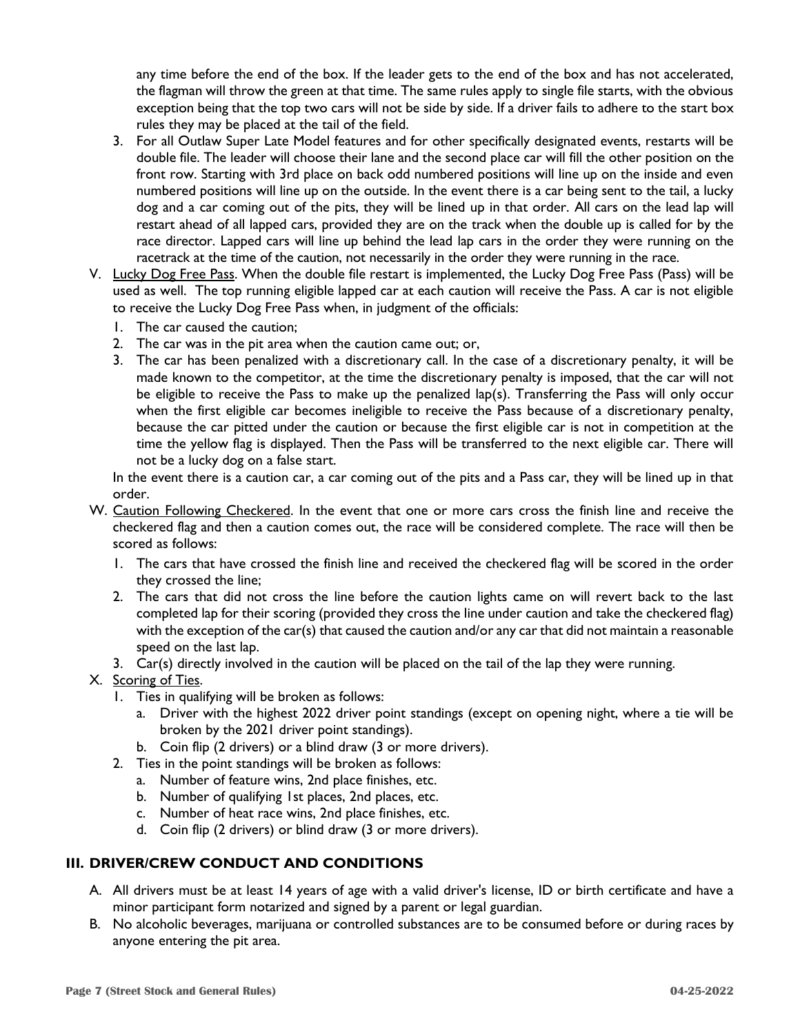any time before the end of the box. If the leader gets to the end of the box and has not accelerated, the flagman will throw the green at that time. The same rules apply to single file starts, with the obvious exception being that the top two cars will not be side by side. If a driver fails to adhere to the start box rules they may be placed at the tail of the field.

3. For all Outlaw Super Late Model features and for other specifically designated events, restarts will be double file. The leader will choose their lane and the second place car will fill the other position on the front row. Starting with 3rd place on back odd numbered positions will line up on the inside and even numbered positions will line up on the outside. In the event there is a car being sent to the tail, a lucky dog and a car coming out of the pits, they will be lined up in that order. All cars on the lead lap will restart ahead of all lapped cars, provided they are on the track when the double up is called for by the race director. Lapped cars will line up behind the lead lap cars in the order they were running on the racetrack at the time of the caution, not necessarily in the order they were running in the race.

V. <u>Lucky Dog Free Pass</u>. When the double file restart is implemented, the Lucky Dog Free Pass (Pass) will be used as well. The top running eligible lapped car at each caution will receive the Pass. A car is not eligible to receive the Lucky Dog Free Pass when, in judgment of the officials:
   1. The car caused the caution;
   2. The car was in the pit area when the caution came out; or,
   3. The car has been penalized with a discretionary call. In the case of a discretionary penalty, it will be made known to the competitor, at the time the discretionary penalty is imposed, that the car will not be eligible to receive the Pass to make up the penalized lap(s). Transferring the Pass will only occur when the first eligible car becomes ineligible to receive the Pass because of a discretionary penalty, because the car pitted under the caution or because the first eligible car is not in competition at the time the yellow flag is displayed. Then the Pass will be transferred to the next eligible car. There will not be a lucky dog on a false start.

   In the event there is a caution car, a car coming out of the pits and a Pass car, they will be lined up in that order.

W. <u>Caution Following Checkered</u>. In the event that one or more cars cross the finish line and receive the checkered flag and then a caution comes out, the race will be considered complete. The race will then be scored as follows:
   1. The cars that have crossed the finish line and received the checkered flag will be scored in the order they crossed the line;
   2. The cars that did not cross the line before the caution lights came on will revert back to the last completed lap for their scoring (provided they cross the line under caution and take the checkered flag) with the exception of the car(s) that caused the caution and/or any car that did not maintain a reasonable speed on the last lap.
   3. Car(s) directly involved in the caution will be placed on the tail of the lap they were running.

X. <u>Scoring of Ties</u>.
   1. Ties in qualifying will be broken as follows:
      a. Driver with the highest 2022 driver point standings (except on opening night, where a tie will be broken by the 2021 driver point standings).
      b. Coin flip (2 drivers) or a blind draw (3 or more drivers).
   2. Ties in the point standings will be broken as follows:
      a. Number of feature wins, 2nd place finishes, etc.
      b. Number of qualifying 1st places, 2nd places, etc.
      c. Number of heat race wins, 2nd place finishes, etc.
      d. Coin flip (2 drivers) or blind draw (3 or more drivers).

## III. DRIVER/CREW CONDUCT AND CONDITIONS

A. All drivers must be at least 14 years of age with a valid driver's license, ID or birth certificate and have a minor participant form notarized and signed by a parent or legal guardian.

B. No alcoholic beverages, marijuana or controlled substances are to be consumed before or during races by anyone entering the pit area.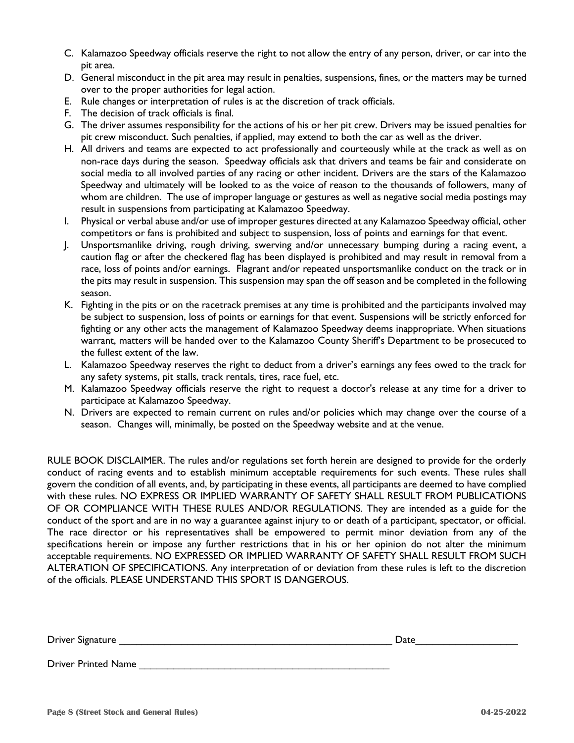C. Kalamazoo Speedway officials reserve the right to not allow the entry of any person, driver, or car into the pit area.
D. General misconduct in the pit area may result in penalties, suspensions, fines, or the matters may be turned over to the proper authorities for legal action.
E. Rule changes or interpretation of rules is at the discretion of track officials.
F. The decision of track officials is final.
G. The driver assumes responsibility for the actions of his or her pit crew. Drivers may be issued penalties for pit crew misconduct. Such penalties, if applied, may extend to both the car as well as the driver.
H. All drivers and teams are expected to act professionally and courteously while at the track as well as on non-race days during the season. Speedway officials ask that drivers and teams be fair and considerate on social media to all involved parties of any racing or other incident. Drivers are the stars of the Kalamazoo Speedway and ultimately will be looked to as the voice of reason to the thousands of followers, many of whom are children. The use of improper language or gestures as well as negative social media postings may result in suspensions from participating at Kalamazoo Speedway.
I. Physical or verbal abuse and/or use of improper gestures directed at any Kalamazoo Speedway official, other competitors or fans is prohibited and subject to suspension, loss of points and earnings for that event.
J. Unsportsmanlike driving, rough driving, swerving and/or unnecessary bumping during a racing event, a caution flag or after the checkered flag has been displayed is prohibited and may result in removal from a race, loss of points and/or earnings. Flagrant and/or repeated unsportsmanlike conduct on the track or in the pits may result in suspension. This suspension may span the off season and be completed in the following season.
K. Fighting in the pits or on the racetrack premises at any time is prohibited and the participants involved may be subject to suspension, loss of points or earnings for that event. Suspensions will be strictly enforced for fighting or any other acts the management of Kalamazoo Speedway deems inappropriate. When situations warrant, matters will be handed over to the Kalamazoo County Sheriff's Department to be prosecuted to the fullest extent of the law.
L. Kalamazoo Speedway reserves the right to deduct from a driver's earnings any fees owed to the track for any safety systems, pit stalls, track rentals, tires, race fuel, etc.
M. Kalamazoo Speedway officials reserve the right to request a doctor's release at any time for a driver to participate at Kalamazoo Speedway.
N. Drivers are expected to remain current on rules and/or policies which may change over the course of a season. Changes will, minimally, be posted on the Speedway website and at the venue.

RULE BOOK DISCLAIMER. The rules and/or regulations set forth herein are designed to provide for the orderly conduct of racing events and to establish minimum acceptable requirements for such events. These rules shall govern the condition of all events, and, by participating in these events, all participants are deemed to have complied with these rules. NO EXPRESS OR IMPLIED WARRANTY OF SAFETY SHALL RESULT FROM PUBLICATIONS OF OR COMPLIANCE WITH THESE RULES AND/OR REGULATIONS. They are intended as a guide for the conduct of the sport and are in no way a guarantee against injury to or death of a participant, spectator, or official. The race director or his representatives shall be empowered to permit minor deviation from any of the specifications herein or impose any further restrictions that in his or her opinion do not alter the minimum acceptable requirements. NO EXPRESSED OR IMPLIED WARRANTY OF SAFETY SHALL RESULT FROM SUCH ALTERATION OF SPECIFICATIONS. Any interpretation of or deviation from these rules is left to the discretion of the officials. PLEASE UNDERSTAND THIS SPORT IS DANGEROUS.

Driver Signature \_\_\_\_\_\_\_\_\_\_\_\_\_\_\_\_\_\_\_\_\_\_\_\_\_\_\_\_\_\_\_\_\_\_\_\_\_\_\_\_\_\_\_\_\_\_\_\_ Date\_\_\_\_\_\_\_\_\_\_\_\_\_\_\_\_\_\_

Driver Printed Name \_\_\_\_\_\_\_\_\_\_\_\_\_\_\_\_\_\_\_\_\_\_\_\_\_\_\_\_\_\_\_\_\_\_\_\_\_\_\_\_\_\_\_\_\_